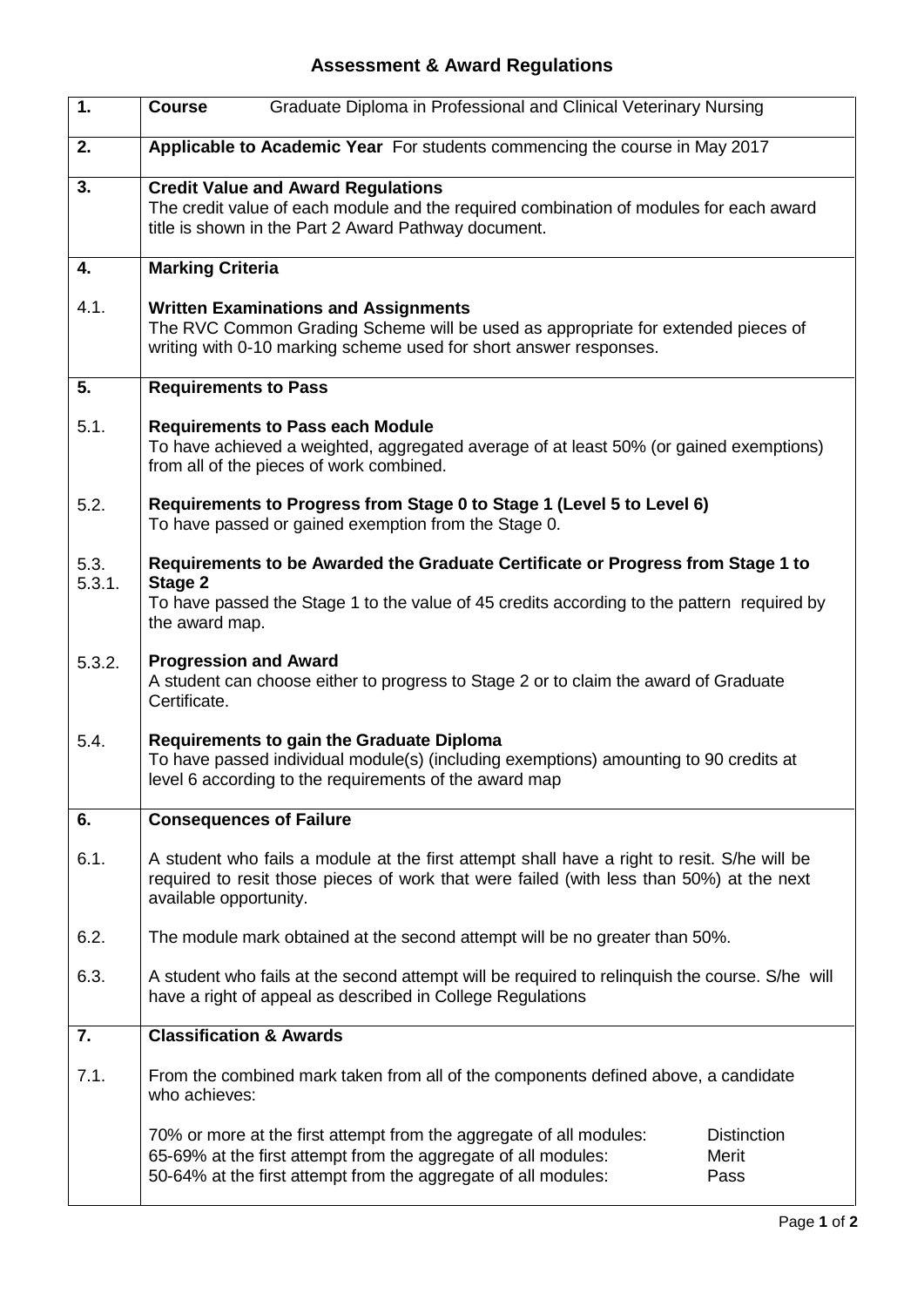# Assessment & Award Regulations

| | |
|---|---|
| **1.** | **Course** Graduate Diploma in Professional and Clinical Veterinary Nursing |
| **2.** | **Applicable to Academic Year** For students commencing the course in May 2017 |
| **3.** | **Credit Value and Award Regulations**<br>The credit value of each module and the required combination of modules for each award title is shown in the Part 2 Award Pathway document. |
| **4.** | **Marking Criteria** |
| 4.1. | **Written Examinations and Assignments**<br>The RVC Common Grading Scheme will be used as appropriate for extended pieces of writing with 0-10 marking scheme used for short answer responses. |
| **5.** | **Requirements to Pass** |
| 5.1. | **Requirements to Pass each Module**<br>To have achieved a weighted, aggregated average of at least 50% (or gained exemptions) from all of the pieces of work combined. |
| 5.2. | **Requirements to Progress from Stage 0 to Stage 1 (Level 5 to Level 6)**<br>To have passed or gained exemption from the Stage 0. |
| 5.3.<br>5.3.1. | **Requirements to be Awarded the Graduate Certificate or Progress from Stage 1 to Stage 2**<br>To have passed the Stage 1 to the value of 45 credits according to the pattern required by the award map. |
| 5.3.2. | **Progression and Award**<br>A student can choose either to progress to Stage 2 or to claim the award of Graduate Certificate. |
| 5.4. | **Requirements to gain the Graduate Diploma**<br>To have passed individual module(s) (including exemptions) amounting to 90 credits at level 6 according to the requirements of the award map |
| **6.** | **Consequences of Failure** |
| 6.1. | A student who fails a module at the first attempt shall have a right to resit. S/he will be required to resit those pieces of work that were failed (with less than 50%) at the next available opportunity. |
| 6.2. | The module mark obtained at the second attempt will be no greater than 50%. |
| 6.3. | A student who fails at the second attempt will be required to relinquish the course. S/he will have a right of appeal as described in College Regulations |
| **7.** | **Classification & Awards** |
| 7.1. | From the combined mark taken from all of the components defined above, a candidate who achieves:<br><br>70% or more at the first attempt from the aggregate of all modules: Distinction<br>65-69% at the first attempt from the aggregate of all modules: Merit<br>50-64% at the first attempt from the aggregate of all modules: Pass |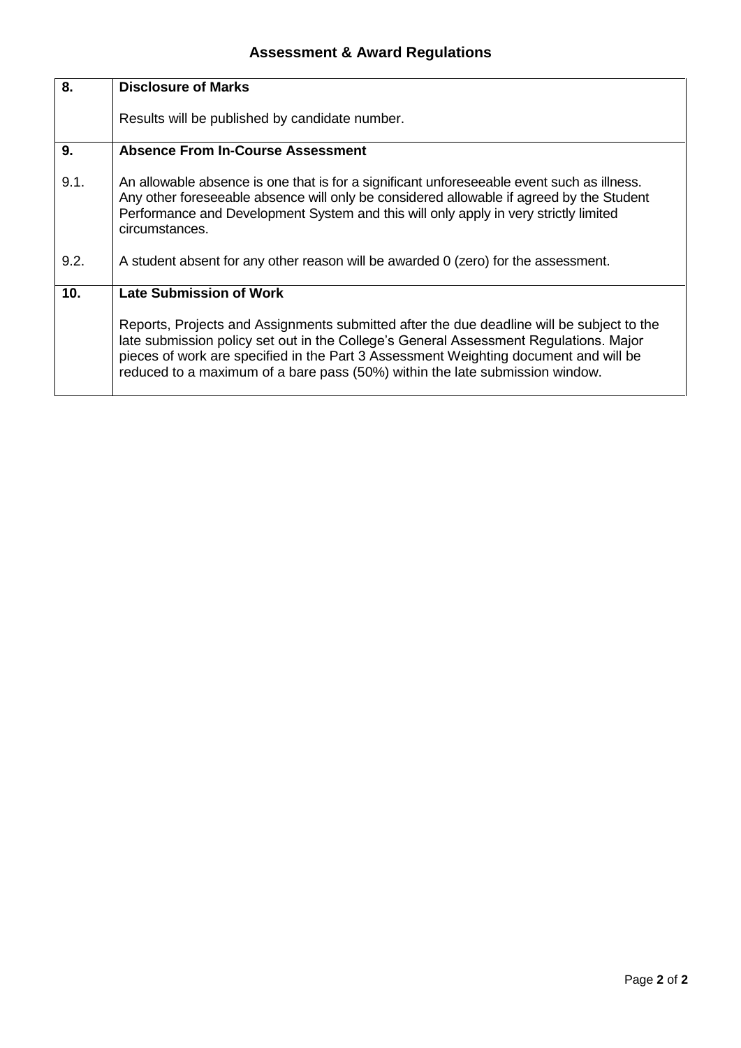# Assessment & Award Regulations

| | |
|---|---|
| **8.** | **Disclosure of Marks**<br><br>Results will be published by candidate number. |
| **9.** | **Absence From In-Course Assessment** |
| 9.1. | An allowable absence is one that is for a significant unforeseeable event such as illness. Any other foreseeable absence will only be considered allowable if agreed by the Student Performance and Development System and this will only apply in very strictly limited circumstances. |
| 9.2. | A student absent for any other reason will be awarded 0 (zero) for the assessment. |
| **10.** | **Late Submission of Work**<br><br>Reports, Projects and Assignments submitted after the due deadline will be subject to the late submission policy set out in the College's General Assessment Regulations. Major pieces of work are specified in the Part 3 Assessment Weighting document and will be reduced to a maximum of a bare pass (50%) within the late submission window. |